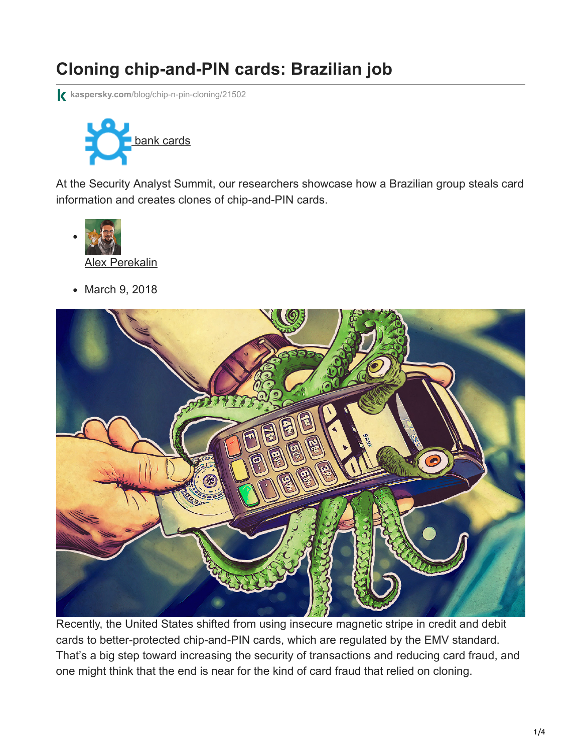# Cloning chip-and-PIN cards: Brazilian job

kaspersky.com/blog/chip-n-pin-cloning/21502

bank cards

At the Security Analyst Summit, our researchers showcase how a Brazilian group steals card information and creates clones of chip-and-PIN cards.

- Alex Perekalin
- March 9, 2018

Recently, the United States shifted from using insecure magnetic stripe in credit and debit cards to better-protected chip-and-PIN cards, which are regulated by the EMV standard. That's a big step toward increasing the security of transactions and reducing card fraud, and one might think that the end is near for the kind of card fraud that relied on cloning.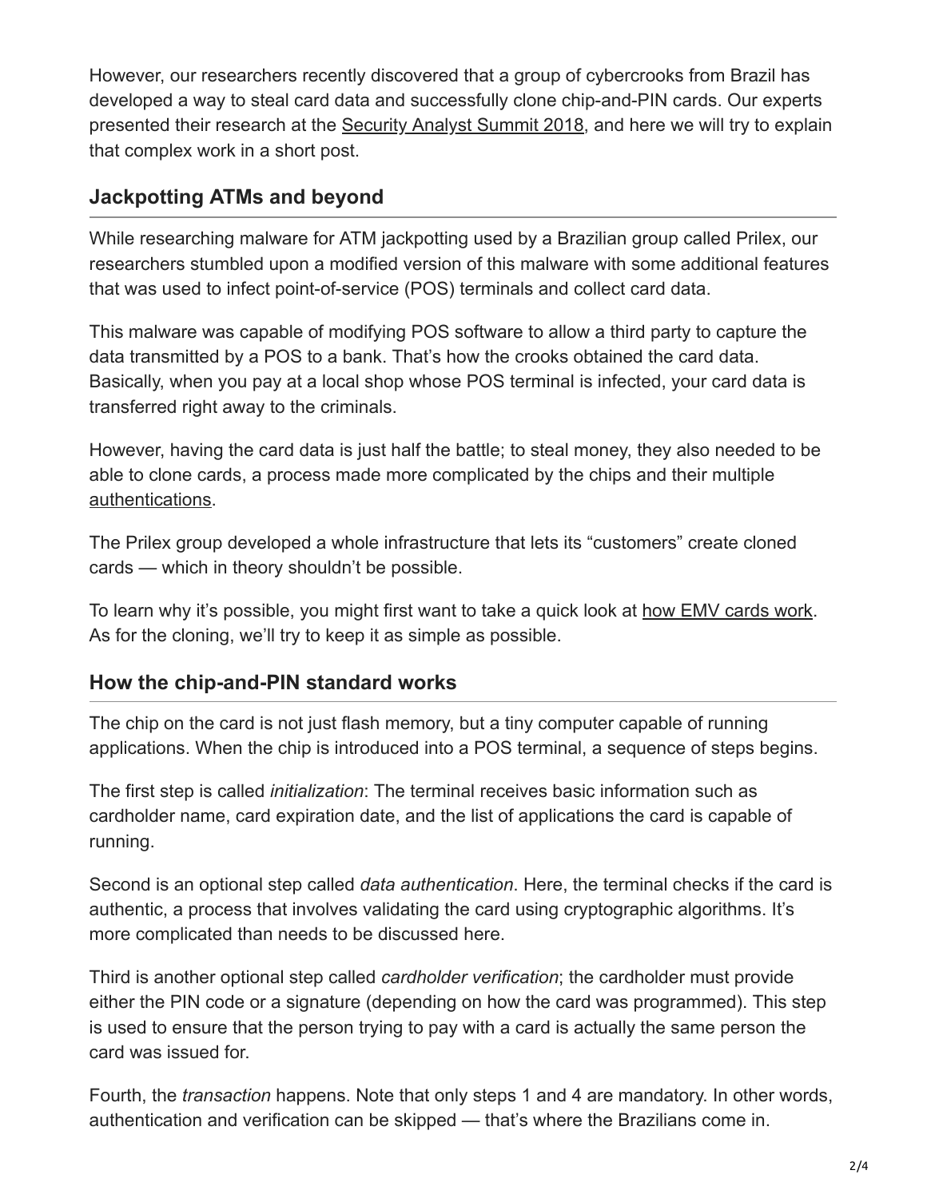However, our researchers recently discovered that a group of cybercrooks from Brazil has developed a way to steal card data and successfully clone chip-and-PIN cards. Our experts presented their research at the Security Analyst Summit 2018, and here we will try to explain that complex work in a short post.

## Jackpotting ATMs and beyond

While researching malware for ATM jackpotting used by a Brazilian group called Prilex, our researchers stumbled upon a modified version of this malware with some additional features that was used to infect point-of-service (POS) terminals and collect card data.

This malware was capable of modifying POS software to allow a third party to capture the data transmitted by a POS to a bank. That's how the crooks obtained the card data. Basically, when you pay at a local shop whose POS terminal is infected, your card data is transferred right away to the criminals.

However, having the card data is just half the battle; to steal money, they also needed to be able to clone cards, a process made more complicated by the chips and their multiple authentications.

The Prilex group developed a whole infrastructure that lets its "customers" create cloned cards — which in theory shouldn't be possible.

To learn why it's possible, you might first want to take a quick look at how EMV cards work. As for the cloning, we'll try to keep it as simple as possible.

## How the chip-and-PIN standard works

The chip on the card is not just flash memory, but a tiny computer capable of running applications. When the chip is introduced into a POS terminal, a sequence of steps begins.

The first step is called *initialization*: The terminal receives basic information such as cardholder name, card expiration date, and the list of applications the card is capable of running.

Second is an optional step called *data authentication*. Here, the terminal checks if the card is authentic, a process that involves validating the card using cryptographic algorithms. It's more complicated than needs to be discussed here.

Third is another optional step called *cardholder verification*; the cardholder must provide either the PIN code or a signature (depending on how the card was programmed). This step is used to ensure that the person trying to pay with a card is actually the same person the card was issued for.

Fourth, the *transaction* happens. Note that only steps 1 and 4 are mandatory. In other words, authentication and verification can be skipped — that's where the Brazilians come in.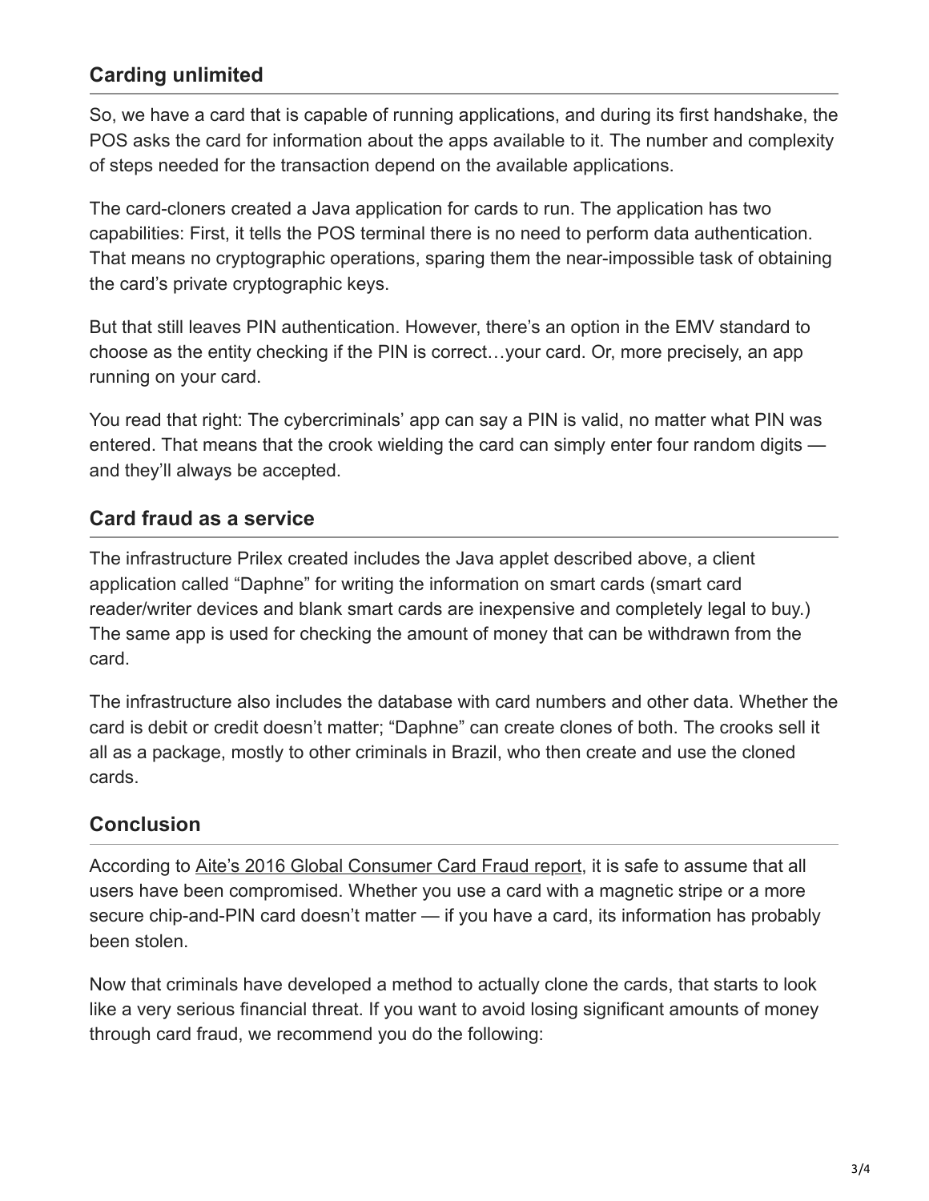## Carding unlimited

So, we have a card that is capable of running applications, and during its first handshake, the POS asks the card for information about the apps available to it. The number and complexity of steps needed for the transaction depend on the available applications.

The card-cloners created a Java application for cards to run. The application has two capabilities: First, it tells the POS terminal there is no need to perform data authentication. That means no cryptographic operations, sparing them the near-impossible task of obtaining the card's private cryptographic keys.

But that still leaves PIN authentication. However, there's an option in the EMV standard to choose as the entity checking if the PIN is correct…your card. Or, more precisely, an app running on your card.

You read that right: The cybercriminals' app can say a PIN is valid, no matter what PIN was entered. That means that the crook wielding the card can simply enter four random digits — and they'll always be accepted.

## Card fraud as a service

The infrastructure Prilex created includes the Java applet described above, a client application called "Daphne" for writing the information on smart cards (smart card reader/writer devices and blank smart cards are inexpensive and completely legal to buy.) The same app is used for checking the amount of money that can be withdrawn from the card.

The infrastructure also includes the database with card numbers and other data. Whether the card is debit or credit doesn't matter; "Daphne" can create clones of both. The crooks sell it all as a package, mostly to other criminals in Brazil, who then create and use the cloned cards.

## Conclusion

According to Aite's 2016 Global Consumer Card Fraud report, it is safe to assume that all users have been compromised. Whether you use a card with a magnetic stripe or a more secure chip-and-PIN card doesn't matter — if you have a card, its information has probably been stolen.

Now that criminals have developed a method to actually clone the cards, that starts to look like a very serious financial threat. If you want to avoid losing significant amounts of money through card fraud, we recommend you do the following: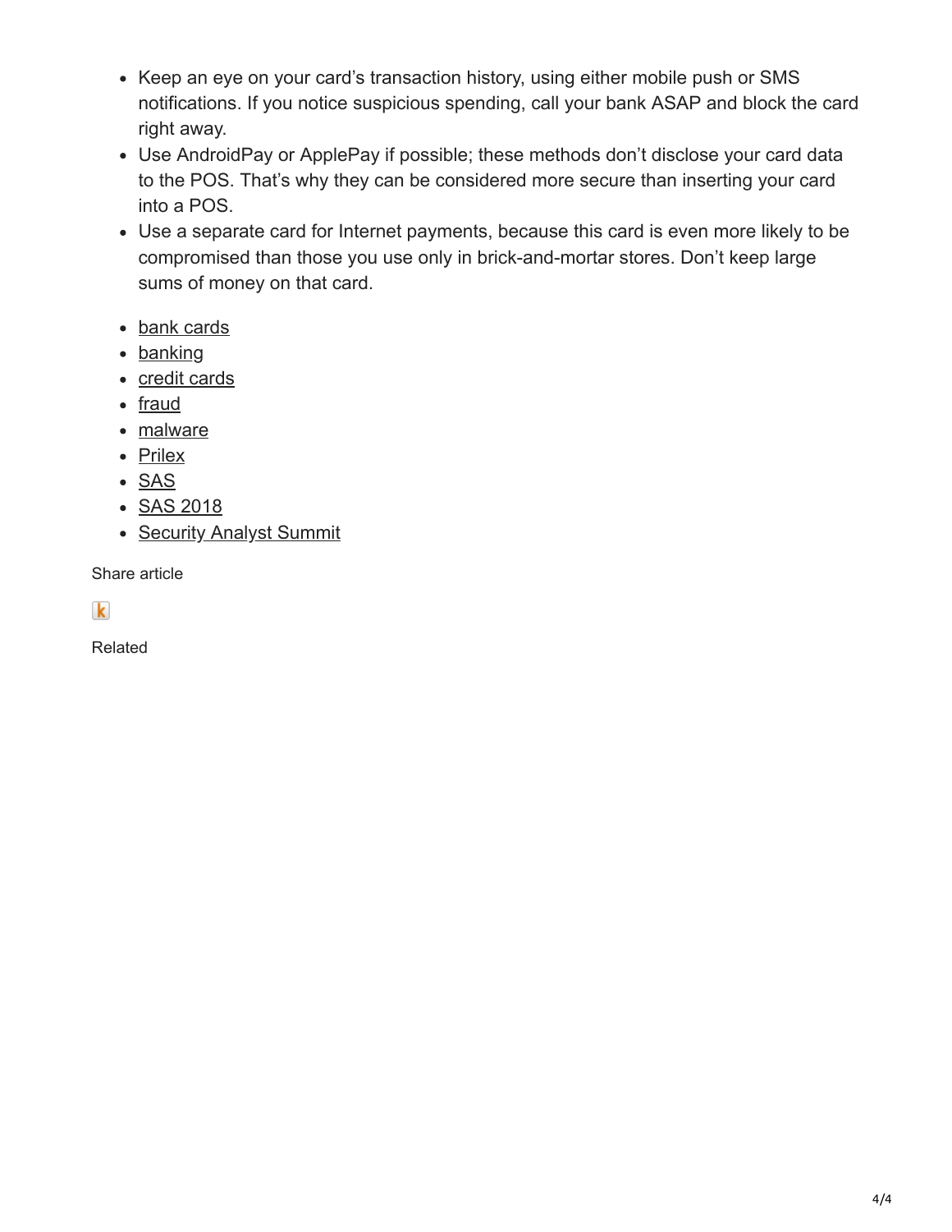- Keep an eye on your card's transaction history, using either mobile push or SMS notifications. If you notice suspicious spending, call your bank ASAP and block the card right away.
- Use AndroidPay or ApplePay if possible; these methods don't disclose your card data to the POS. That's why they can be considered more secure than inserting your card into a POS.
- Use a separate card for Internet payments, because this card is even more likely to be compromised than those you use only in brick-and-mortar stores. Don't keep large sums of money on that card.

- bank cards
- banking
- credit cards
- fraud
- malware
- Prilex
- SAS
- SAS 2018
- Security Analyst Summit

Share article

Related